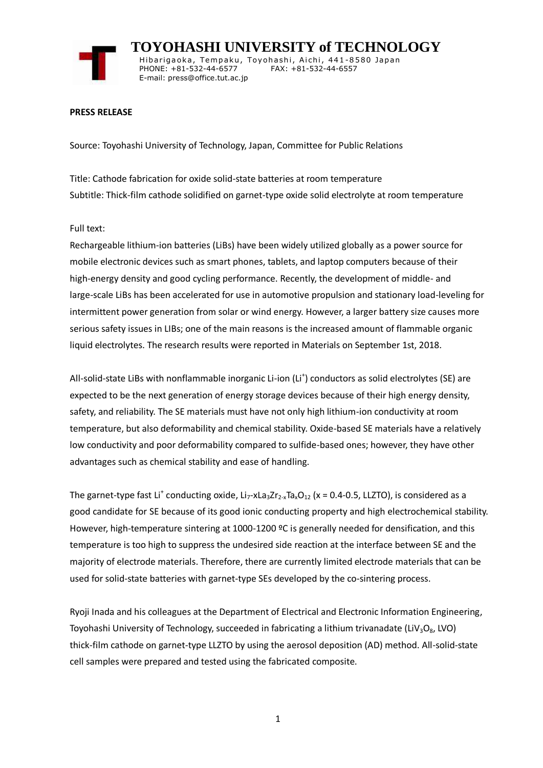# TOYOHASHI UNIVERSITY of TECHNOLOGY

Hibarigaoka, Tempaku, Toyohashi, Aichi, 441-8580 Japan
PHONE: +81-532-44-6577 FAX: +81-532-44-6557
E-mail: press@office.tut.ac.jp

**PRESS RELEASE**

Source: Toyohashi University of Technology, Japan, Committee for Public Relations

Title: Cathode fabrication for oxide solid-state batteries at room temperature
Subtitle: Thick-film cathode solidified on garnet-type oxide solid electrolyte at room temperature

Full text:
Rechargeable lithium-ion batteries (LiBs) have been widely utilized globally as a power source for mobile electronic devices such as smart phones, tablets, and laptop computers because of their high-energy density and good cycling performance. Recently, the development of middle- and large-scale LiBs has been accelerated for use in automotive propulsion and stationary load-leveling for intermittent power generation from solar or wind energy. However, a larger battery size causes more serious safety issues in LIBs; one of the main reasons is the increased amount of flammable organic liquid electrolytes. The research results were reported in Materials on September 1st, 2018.

All-solid-state LiBs with nonflammable inorganic Li-ion ($Li^+$) conductors as solid electrolytes (SE) are expected to be the next generation of energy storage devices because of their high energy density, safety, and reliability. The SE materials must have not only high lithium-ion conductivity at room temperature, but also deformability and chemical stability. Oxide-based SE materials have a relatively low conductivity and poor deformability compared to sulfide-based ones; however, they have other advantages such as chemical stability and ease of handling.

The garnet-type fast $Li^+$ conducting oxide, $Li_7$-$xLa_3Zr_{2-x}Ta_xO_{12}$ (x = 0.4-0.5, LLZTO), is considered as a good candidate for SE because of its good ionic conducting property and high electrochemical stability. However, high-temperature sintering at 1000-1200 ºC is generally needed for densification, and this temperature is too high to suppress the undesired side reaction at the interface between SE and the majority of electrode materials. Therefore, there are currently limited electrode materials that can be used for solid-state batteries with garnet-type SEs developed by the co-sintering process.

Ryoji Inada and his colleagues at the Department of Electrical and Electronic Information Engineering, Toyohashi University of Technology, succeeded in fabricating a lithium trivanadate ($LiV_3O_8$, LVO) thick-film cathode on garnet-type LLZTO by using the aerosol deposition (AD) method. All-solid-state cell samples were prepared and tested using the fabricated composite.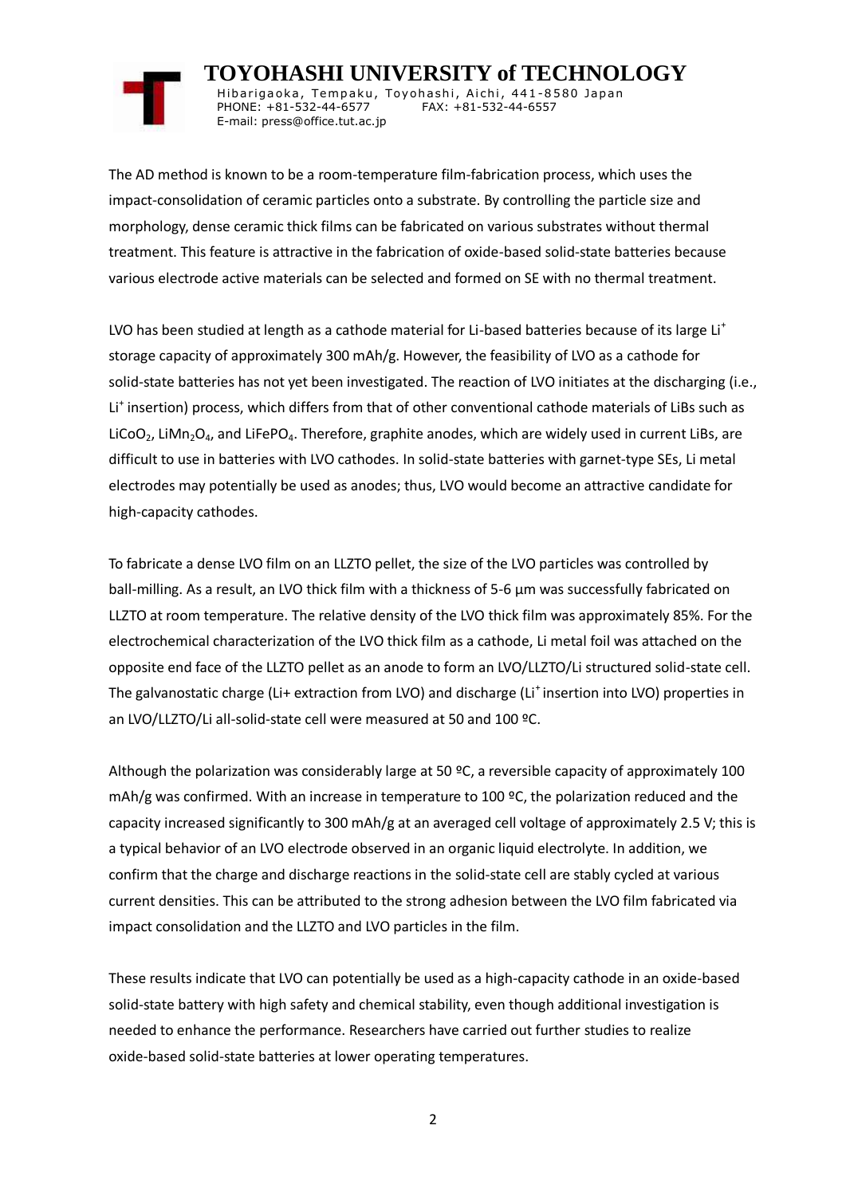The AD method is known to be a room-temperature film-fabrication process, which uses the impact-consolidation of ceramic particles onto a substrate. By controlling the particle size and morphology, dense ceramic thick films can be fabricated on various substrates without thermal treatment. This feature is attractive in the fabrication of oxide-based solid-state batteries because various electrode active materials can be selected and formed on SE with no thermal treatment.

LVO has been studied at length as a cathode material for Li-based batteries because of its large $Li^+$ storage capacity of approximately 300 mAh/g. However, the feasibility of LVO as a cathode for solid-state batteries has not yet been investigated. The reaction of LVO initiates at the discharging (i.e., $Li^+$ insertion) process, which differs from that of other conventional cathode materials of LiBs such as $LiCoO_2$, $LiMn_2O_4$, and $LiFePO_4$. Therefore, graphite anodes, which are widely used in current LiBs, are difficult to use in batteries with LVO cathodes. In solid-state batteries with garnet-type SEs, Li metal electrodes may potentially be used as anodes; thus, LVO would become an attractive candidate for high-capacity cathodes.

To fabricate a dense LVO film on an LLZTO pellet, the size of the LVO particles was controlled by ball-milling. As a result, an LVO thick film with a thickness of 5-6 µm was successfully fabricated on LLZTO at room temperature. The relative density of the LVO thick film was approximately 85%. For the electrochemical characterization of the LVO thick film as a cathode, Li metal foil was attached on the opposite end face of the LLZTO pellet as an anode to form an LVO/LLZTO/Li structured solid-state cell. The galvanostatic charge (Li+ extraction from LVO) and discharge ($Li^+$ insertion into LVO) properties in an LVO/LLZTO/Li all-solid-state cell were measured at 50 and 100 ºC.

Although the polarization was considerably large at 50 ºC, a reversible capacity of approximately 100 mAh/g was confirmed. With an increase in temperature to 100 ºC, the polarization reduced and the capacity increased significantly to 300 mAh/g at an averaged cell voltage of approximately 2.5 V; this is a typical behavior of an LVO electrode observed in an organic liquid electrolyte. In addition, we confirm that the charge and discharge reactions in the solid-state cell are stably cycled at various current densities. This can be attributed to the strong adhesion between the LVO film fabricated via impact consolidation and the LLZTO and LVO particles in the film.

These results indicate that LVO can potentially be used as a high-capacity cathode in an oxide-based solid-state battery with high safety and chemical stability, even though additional investigation is needed to enhance the performance. Researchers have carried out further studies to realize oxide-based solid-state batteries at lower operating temperatures.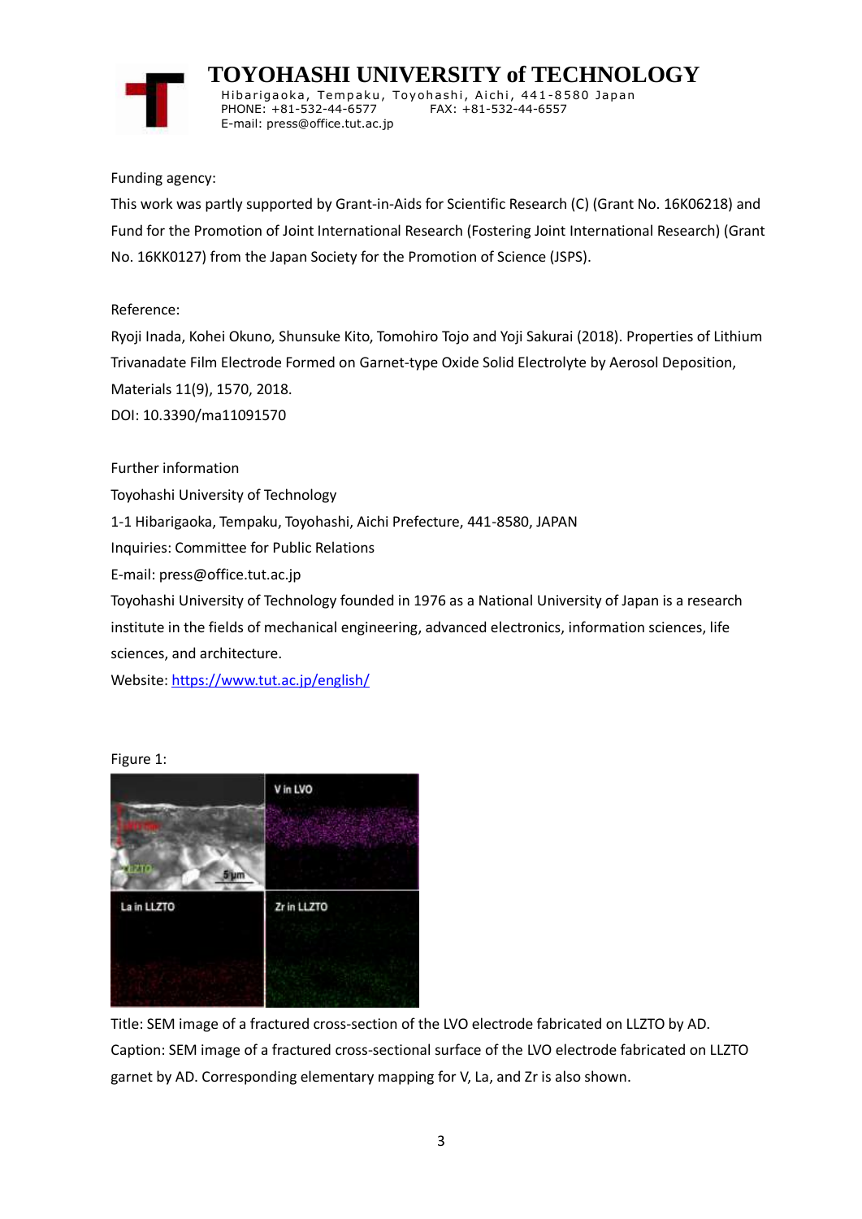Funding agency:

This work was partly supported by Grant-in-Aids for Scientific Research (C) (Grant No. 16K06218) and Fund for the Promotion of Joint International Research (Fostering Joint International Research) (Grant No. 16KK0127) from the Japan Society for the Promotion of Science (JSPS).

Reference:

Ryoji Inada, Kohei Okuno, Shunsuke Kito, Tomohiro Tojo and Yoji Sakurai (2018). Properties of Lithium Trivanadate Film Electrode Formed on Garnet-type Oxide Solid Electrolyte by Aerosol Deposition, Materials 11(9), 1570, 2018.

DOI: 10.3390/ma11091570

Further information

Toyohashi University of Technology

1-1 Hibarigaoka, Tempaku, Toyohashi, Aichi Prefecture, 441-8580, JAPAN

Inquiries: Committee for Public Relations

E-mail: press@office.tut.ac.jp

Toyohashi University of Technology founded in 1976 as a National University of Japan is a research institute in the fields of mechanical engineering, advanced electronics, information sciences, life sciences, and architecture.

Website: https://www.tut.ac.jp/english/

Figure 1:

Title: SEM image of a fractured cross-section of the LVO electrode fabricated on LLZTO by AD.

Caption: SEM image of a fractured cross-sectional surface of the LVO electrode fabricated on LLZTO garnet by AD. Corresponding elementary mapping for V, La, and Zr is also shown.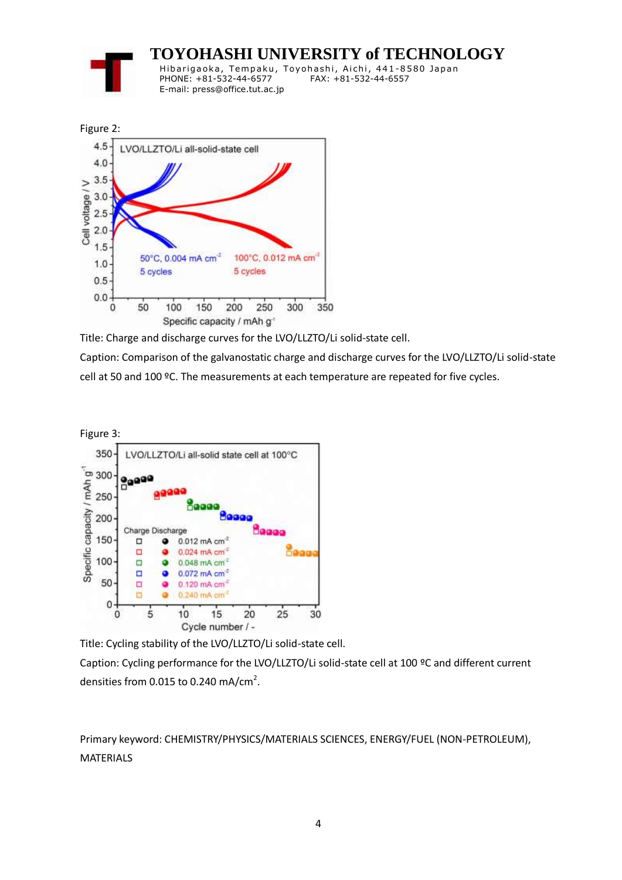Figure 2:

LVO/LLZTO/Li all-solid-state cell

Cell voltage / V

4.5
4.0
3.5
3.0
2.5
2.0
1.5
1.0
0.5
0.0

50°C, 0.004 mA cm$^{-2}$
5 cycles

100°C, 0.012 mA cm$^{-2}$
5 cycles

0 50 100 150 200 250 300 350

Specific capacity / mAh g$^{-1}$

Title: Charge and discharge curves for the LVO/LLZTO/Li solid-state cell.

Caption: Comparison of the galvanostatic charge and discharge curves for the LVO/LLZTO/Li solid-state cell at 50 and 100 ºC. The measurements at each temperature are repeated for five cycles.

Figure 3:

LVO/LLZTO/Li all-solid state cell at 100°C

Specific capacity / mAh g$^{-1}$

350
300
250
200
150
100
50
0

Charge Discharge

0.012 mA cm$^{-2}$
0.024 mA cm$^{-2}$
0.048 mA cm$^{-2}$
0.072 mA cm$^{-2}$
0.120 mA cm$^{-2}$
0.240 mA cm$^{-2}$

0 5 10 15 20 25 30

Cycle number / -

Title: Cycling stability of the LVO/LLZTO/Li solid-state cell.

Caption: Cycling performance for the LVO/LLZTO/Li solid-state cell at 100 ºC and different current densities from 0.015 to 0.240 mA/cm$^2$.

Primary keyword: CHEMISTRY/PHYSICS/MATERIALS SCIENCES, ENERGY/FUEL (NON-PETROLEUM), MATERIALS